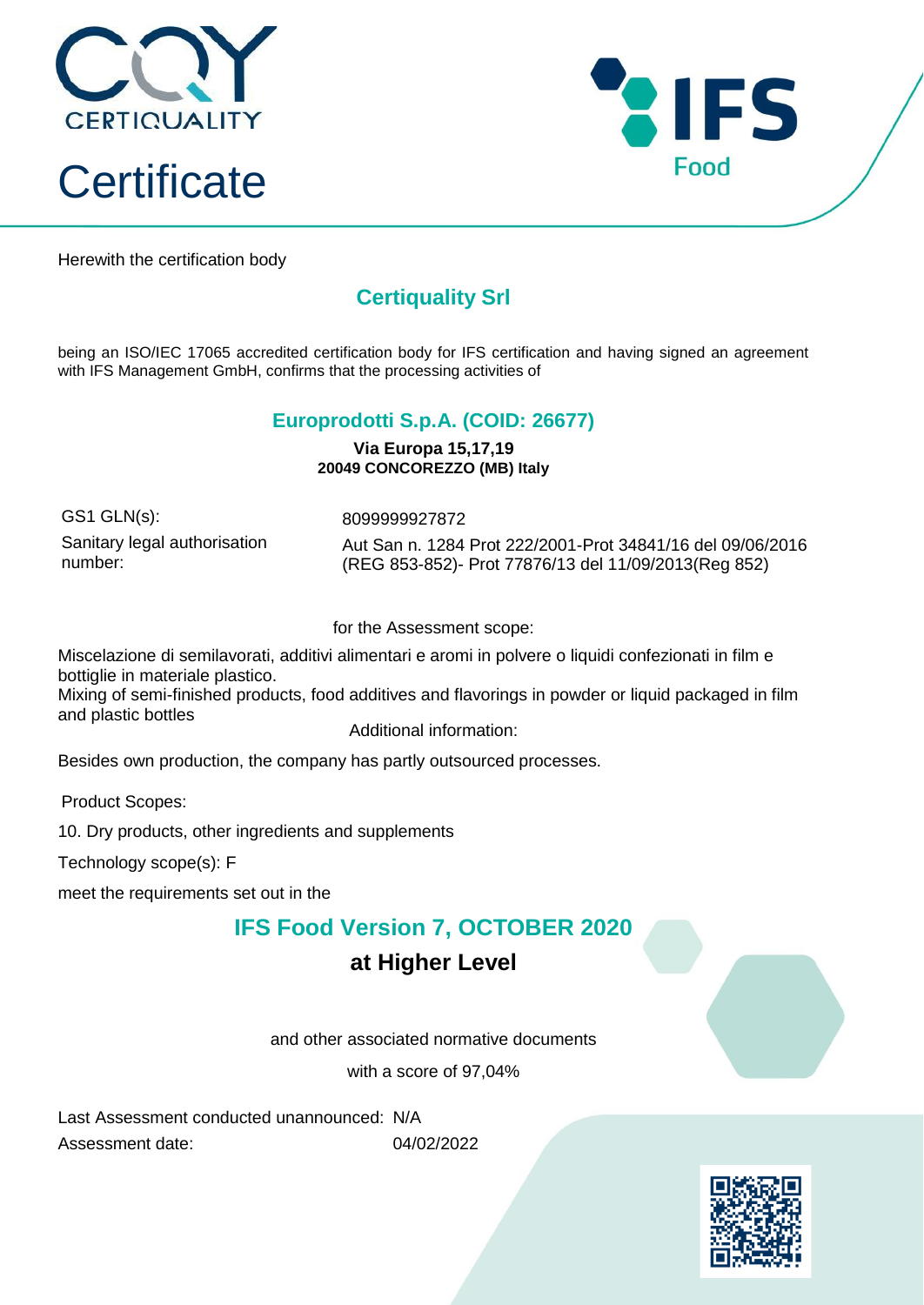CQY CERTIQUALITY

# Certificate

IFS Food

Herewith the certification body

## Certiquality Srl

being an ISO/IEC 17065 accredited certification body for IFS certification and having signed an agreement with IFS Management GmbH, confirms that the processing activities of

## Europrodotti S.p.A. (COID: 26677)

**Via Europa 15,17,19**
**20049 CONCOREZZO (MB) Italy**

| | |
|---|---|
| GS1 GLN(s): | 8099999927872 |
| Sanitary legal authorisation number: | Aut San n. 1284 Prot 222/2001-Prot 34841/16 del 09/06/2016 (REG 853-852)- Prot 77876/13 del 11/09/2013(Reg 852) |

for the Assessment scope:

Miscelazione di semilavorati, additivi alimentari e aromi in polvere o liquidi confezionati in film e bottiglie in materiale plastico.
Mixing of semi-finished products, food additives and flavorings in powder or liquid packaged in film and plastic bottles

Additional information:

Besides own production, the company has partly outsourced processes.

Product Scopes:

10. Dry products, other ingredients and supplements

Technology scope(s): F

meet the requirements set out in the

## IFS Food Version 7, OCTOBER 2020

### at Higher Level

and other associated normative documents

with a score of 97,04%

Last Assessment conducted unannounced: N/A
Assessment date: 04/02/2022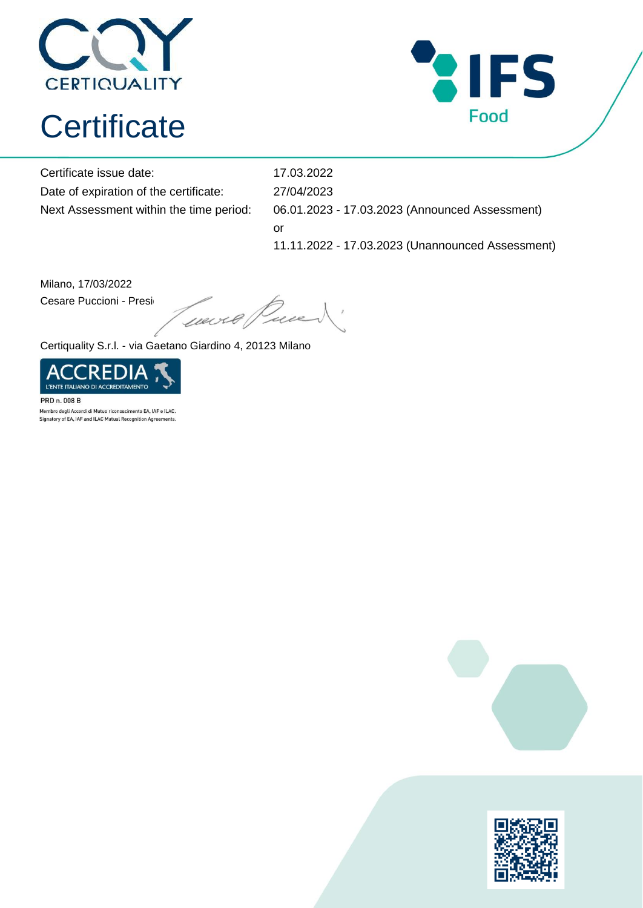CERTIQUALITY

IFS Food

# Certificate

| | |
|---|---|
| Certificate issue date: | 17.03.2022 |
| Date of expiration of the certificate: | 27/04/2023 |
| Next Assessment within the time period: | 06.01.2023 - 17.03.2023 (Announced Assessment) or 11.11.2022 - 17.03.2023 (Unannounced Assessment) |

Milano, 17/03/2022

Cesare Puccioni - Presi

Certiquality S.r.l. - via Gaetano Giardino 4, 20123 Milano

ACCREDIA
L'ENTE ITALIANO DI ACCREDITAMENTO

PRD n. 008 B

Membro degli Accordi di Mutuo riconoscimento EA, IAF e ILAC.
Signatory of EA, IAF and ILAC Mutual Recognition Agreements.